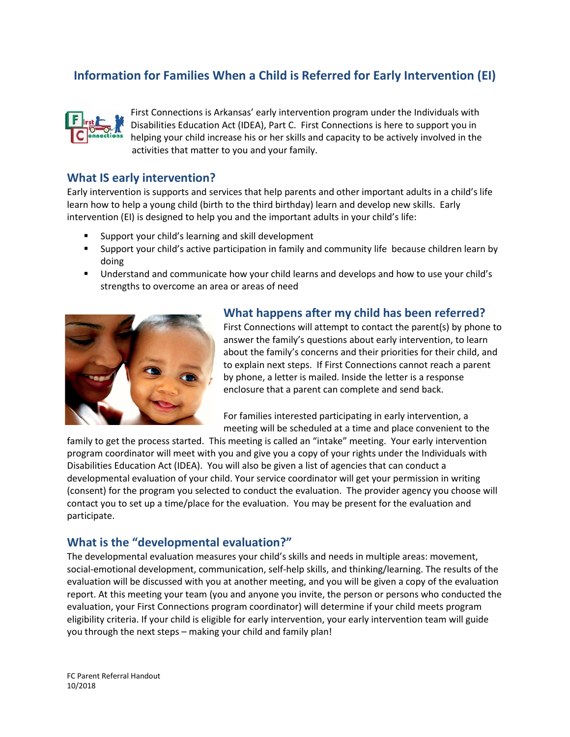# Information for Families When a Child is Referred for Early Intervention (EI)

First Connections is Arkansas' early intervention program under the Individuals with Disabilities Education Act (IDEA), Part C. First Connections is here to support you in helping your child increase his or her skills and capacity to be actively involved in the activities that matter to you and your family.

## What IS early intervention?

Early intervention is supports and services that help parents and other important adults in a child's life learn how to help a young child (birth to the third birthday) learn and develop new skills. Early intervention (EI) is designed to help you and the important adults in your child's life:

- Support your child's learning and skill development
- Support your child's active participation in family and community life because children learn by doing
- Understand and communicate how your child learns and develops and how to use your child's strengths to overcome an area or areas of need

## What happens after my child has been referred?

First Connections will attempt to contact the parent(s) by phone to answer the family's questions about early intervention, to learn about the family's concerns and their priorities for their child, and to explain next steps. If First Connections cannot reach a parent by phone, a letter is mailed. Inside the letter is a response enclosure that a parent can complete and send back.

For families interested participating in early intervention, a meeting will be scheduled at a time and place convenient to the family to get the process started. This meeting is called an "intake" meeting. Your early intervention program coordinator will meet with you and give you a copy of your rights under the Individuals with Disabilities Education Act (IDEA). You will also be given a list of agencies that can conduct a developmental evaluation of your child. Your service coordinator will get your permission in writing (consent) for the program you selected to conduct the evaluation. The provider agency you choose will contact you to set up a time/place for the evaluation. You may be present for the evaluation and participate.

## What is the "developmental evaluation?"

The developmental evaluation measures your child's skills and needs in multiple areas: movement, social-emotional development, communication, self-help skills, and thinking/learning. The results of the evaluation will be discussed with you at another meeting, and you will be given a copy of the evaluation report. At this meeting your team (you and anyone you invite, the person or persons who conducted the evaluation, your First Connections program coordinator) will determine if your child meets program eligibility criteria. If your child is eligible for early intervention, your early intervention team will guide you through the next steps – making your child and family plan!

FC Parent Referral Handout
10/2018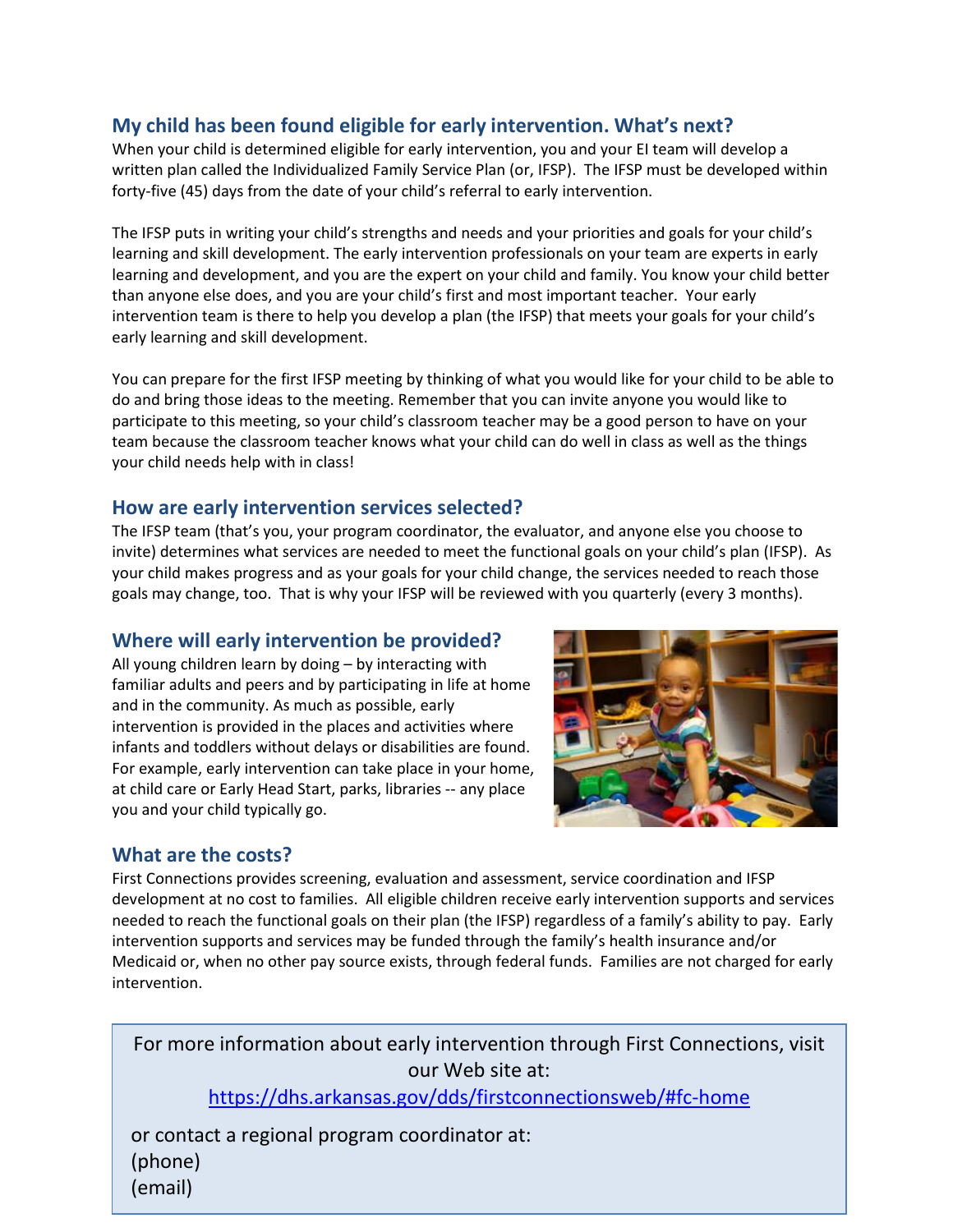## My child has been found eligible for early intervention. What's next?

When your child is determined eligible for early intervention, you and your EI team will develop a written plan called the Individualized Family Service Plan (or, IFSP). The IFSP must be developed within forty-five (45) days from the date of your child's referral to early intervention.

The IFSP puts in writing your child's strengths and needs and your priorities and goals for your child's learning and skill development. The early intervention professionals on your team are experts in early learning and development, and you are the expert on your child and family. You know your child better than anyone else does, and you are your child's first and most important teacher. Your early intervention team is there to help you develop a plan (the IFSP) that meets your goals for your child's early learning and skill development.

You can prepare for the first IFSP meeting by thinking of what you would like for your child to be able to do and bring those ideas to the meeting. Remember that you can invite anyone you would like to participate to this meeting, so your child's classroom teacher may be a good person to have on your team because the classroom teacher knows what your child can do well in class as well as the things your child needs help with in class!

## How are early intervention services selected?

The IFSP team (that's you, your program coordinator, the evaluator, and anyone else you choose to invite) determines what services are needed to meet the functional goals on your child's plan (IFSP). As your child makes progress and as your goals for your child change, the services needed to reach those goals may change, too. That is why your IFSP will be reviewed with you quarterly (every 3 months).

## Where will early intervention be provided?

All young children learn by doing – by interacting with familiar adults and peers and by participating in life at home and in the community. As much as possible, early intervention is provided in the places and activities where infants and toddlers without delays or disabilities are found. For example, early intervention can take place in your home, at child care or Early Head Start, parks, libraries -- any place you and your child typically go.

## What are the costs?

First Connections provides screening, evaluation and assessment, service coordination and IFSP development at no cost to families. All eligible children receive early intervention supports and services needed to reach the functional goals on their plan (the IFSP) regardless of a family's ability to pay. Early intervention supports and services may be funded through the family's health insurance and/or Medicaid or, when no other pay source exists, through federal funds. Families are not charged for early intervention.

For more information about early intervention through First Connections, visit our Web site at:

https://dhs.arkansas.gov/dds/firstconnectionsweb/#fc-home

or contact a regional program coordinator at:
(phone)
(email)